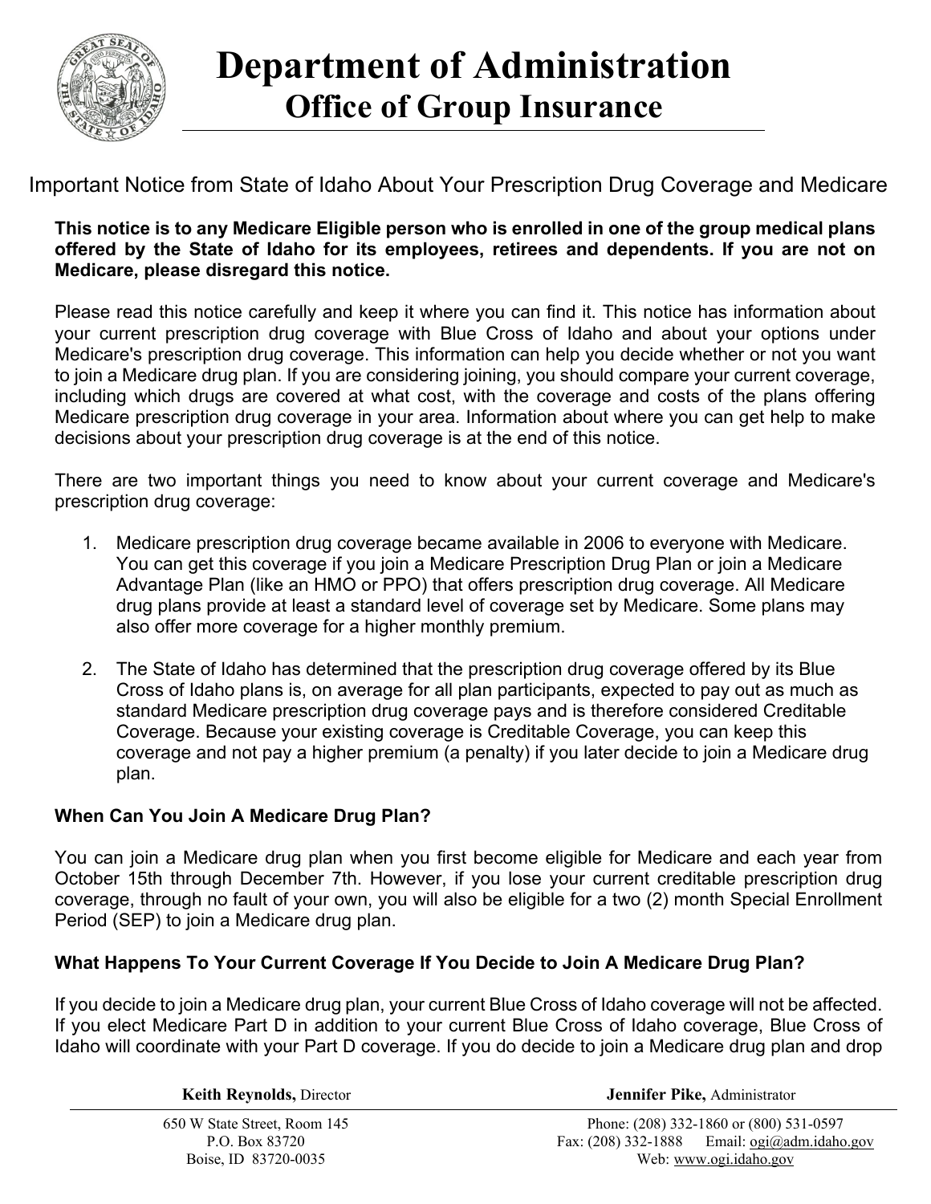# Department of Administration

## Office of Group Insurance

Important Notice from State of Idaho About Your Prescription Drug Coverage and Medicare

**This notice is to any Medicare Eligible person who is enrolled in one of the group medical plans offered by the State of Idaho for its employees, retirees and dependents. If you are not on Medicare, please disregard this notice.**

Please read this notice carefully and keep it where you can find it. This notice has information about your current prescription drug coverage with Blue Cross of Idaho and about your options under Medicare's prescription drug coverage. This information can help you decide whether or not you want to join a Medicare drug plan. If you are considering joining, you should compare your current coverage, including which drugs are covered at what cost, with the coverage and costs of the plans offering Medicare prescription drug coverage in your area. Information about where you can get help to make decisions about your prescription drug coverage is at the end of this notice.

There are two important things you need to know about your current coverage and Medicare's prescription drug coverage:

1. Medicare prescription drug coverage became available in 2006 to everyone with Medicare. You can get this coverage if you join a Medicare Prescription Drug Plan or join a Medicare Advantage Plan (like an HMO or PPO) that offers prescription drug coverage. All Medicare drug plans provide at least a standard level of coverage set by Medicare. Some plans may also offer more coverage for a higher monthly premium.

2. The State of Idaho has determined that the prescription drug coverage offered by its Blue Cross of Idaho plans is, on average for all plan participants, expected to pay out as much as standard Medicare prescription drug coverage pays and is therefore considered Creditable Coverage. Because your existing coverage is Creditable Coverage, you can keep this coverage and not pay a higher premium (a penalty) if you later decide to join a Medicare drug plan.

### When Can You Join A Medicare Drug Plan?

You can join a Medicare drug plan when you first become eligible for Medicare and each year from October 15th through December 7th. However, if you lose your current creditable prescription drug coverage, through no fault of your own, you will also be eligible for a two (2) month Special Enrollment Period (SEP) to join a Medicare drug plan.

### What Happens To Your Current Coverage If You Decide to Join A Medicare Drug Plan?

If you decide to join a Medicare drug plan, your current Blue Cross of Idaho coverage will not be affected. If you elect Medicare Part D in addition to your current Blue Cross of Idaho coverage, Blue Cross of Idaho will coordinate with your Part D coverage. If you do decide to join a Medicare drug plan and drop

**Keith Reynolds,** Director

**Jennifer Pike,** Administrator

650 W State Street, Room 145
P.O. Box 83720
Boise, ID 83720-0035

Phone: (208) 332-1860 or (800) 531-0597
Fax: (208) 332-1888 Email: ogi@adm.idaho.gov
Web: www.ogi.idaho.gov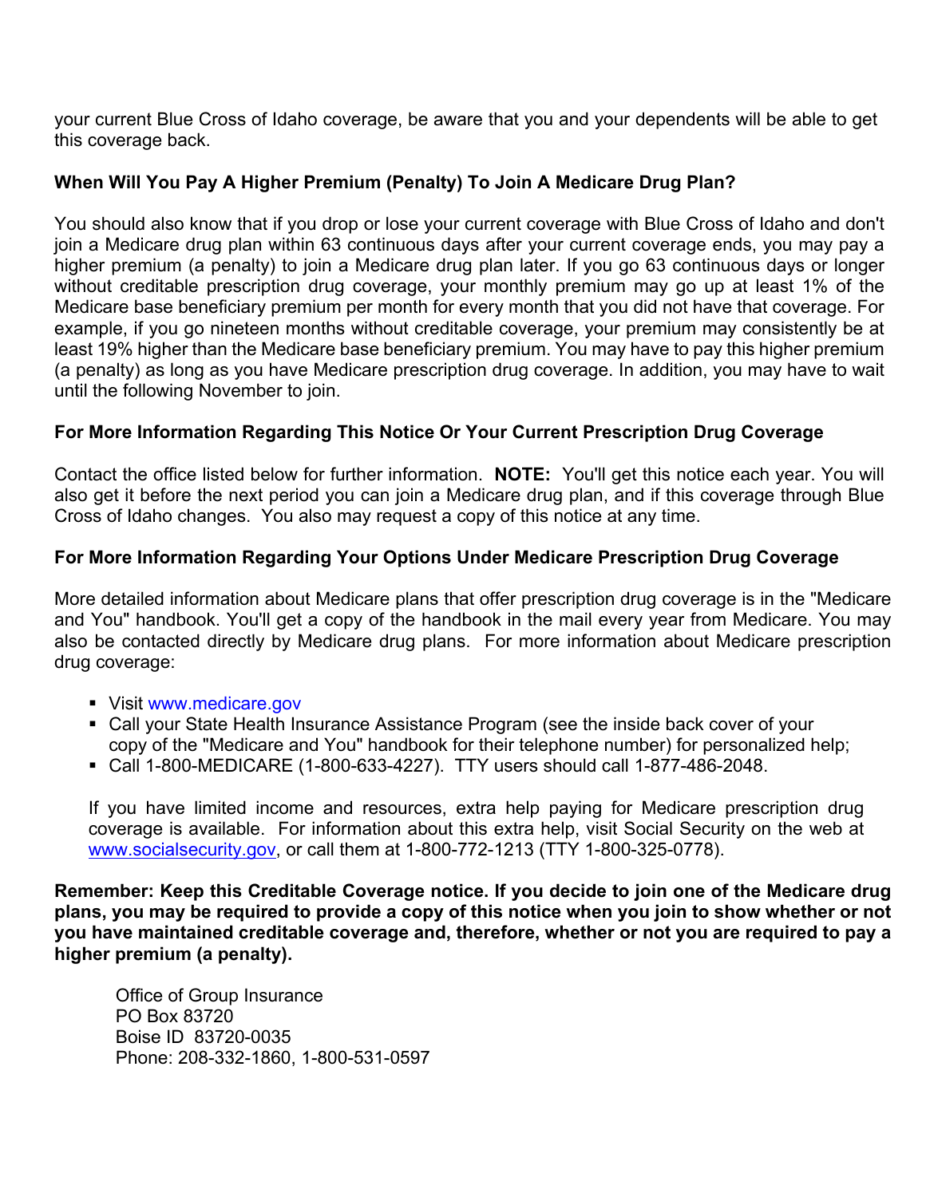your current Blue Cross of Idaho coverage, be aware that you and your dependents will be able to get this coverage back.

**When Will You Pay A Higher Premium (Penalty) To Join A Medicare Drug Plan?**

You should also know that if you drop or lose your current coverage with Blue Cross of Idaho and don't join a Medicare drug plan within 63 continuous days after your current coverage ends, you may pay a higher premium (a penalty) to join a Medicare drug plan later. If you go 63 continuous days or longer without creditable prescription drug coverage, your monthly premium may go up at least 1% of the Medicare base beneficiary premium per month for every month that you did not have that coverage. For example, if you go nineteen months without creditable coverage, your premium may consistently be at least 19% higher than the Medicare base beneficiary premium. You may have to pay this higher premium (a penalty) as long as you have Medicare prescription drug coverage. In addition, you may have to wait until the following November to join.

**For More Information Regarding This Notice Or Your Current Prescription Drug Coverage**

Contact the office listed below for further information. **NOTE:** You'll get this notice each year. You will also get it before the next period you can join a Medicare drug plan, and if this coverage through Blue Cross of Idaho changes. You also may request a copy of this notice at any time.

**For More Information Regarding Your Options Under Medicare Prescription Drug Coverage**

More detailed information about Medicare plans that offer prescription drug coverage is in the "Medicare and You" handbook. You'll get a copy of the handbook in the mail every year from Medicare. You may also be contacted directly by Medicare drug plans. For more information about Medicare prescription drug coverage:

- Visit www.medicare.gov
- Call your State Health Insurance Assistance Program (see the inside back cover of your copy of the "Medicare and You" handbook for their telephone number) for personalized help;
- Call 1-800-MEDICARE (1-800-633-4227). TTY users should call 1-877-486-2048.

If you have limited income and resources, extra help paying for Medicare prescription drug coverage is available. For information about this extra help, visit Social Security on the web at www.socialsecurity.gov, or call them at 1-800-772-1213 (TTY 1-800-325-0778).

**Remember: Keep this Creditable Coverage notice. If you decide to join one of the Medicare drug plans, you may be required to provide a copy of this notice when you join to show whether or not you have maintained creditable coverage and, therefore, whether or not you are required to pay a higher premium (a penalty).**

Office of Group Insurance
PO Box 83720
Boise ID 83720-0035
Phone: 208-332-1860, 1-800-531-0597